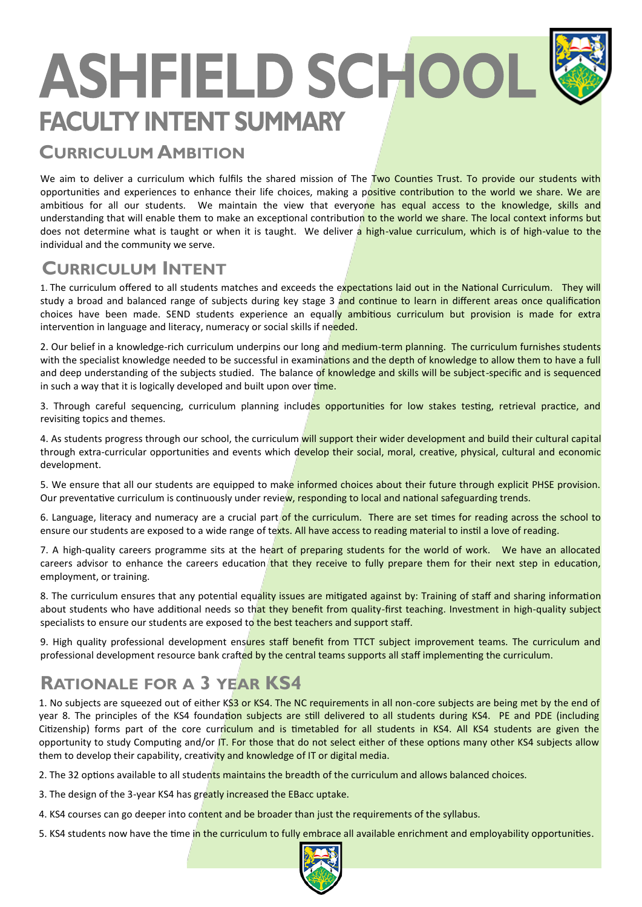# ASHFIELD SCHOOL

## FACULTY INTENT SUMMARY

### Curriculum Ambition

We aim to deliver a curriculum which fulfils the shared mission of The Two Counties Trust. To provide our students with opportunities and experiences to enhance their life choices, making a positive contribution to the world we share. We are ambitious for all our students. We maintain the view that everyone has equal access to the knowledge, skills and understanding that will enable them to make an exceptional contribution to the world we share. The local context informs but does not determine what is taught or when it is taught. We deliver a high-value curriculum, which is of high-value to the individual and the community we serve.

### Curriculum Intent

1. The curriculum offered to all students matches and exceeds the expectations laid out in the National Curriculum. They will study a broad and balanced range of subjects during key stage 3 and continue to learn in different areas once qualification choices have been made. SEND students experience an equally ambitious curriculum but provision is made for extra intervention in language and literacy, numeracy or social skills if needed.

2. Our belief in a knowledge-rich curriculum underpins our long and medium-term planning. The curriculum furnishes students with the specialist knowledge needed to be successful in examinations and the depth of knowledge to allow them to have a full and deep understanding of the subjects studied. The balance of knowledge and skills will be subject-specific and is sequenced in such a way that it is logically developed and built upon over time.

3. Through careful sequencing, curriculum planning includes opportunities for low stakes testing, retrieval practice, and revisiting topics and themes.

4. As students progress through our school, the curriculum will support their wider development and build their cultural capital through extra-curricular opportunities and events which develop their social, moral, creative, physical, cultural and economic development.

5. We ensure that all our students are equipped to make informed choices about their future through explicit PHSE provision. Our preventative curriculum is continuously under review, responding to local and national safeguarding trends.

6. Language, literacy and numeracy are a crucial part of the curriculum. There are set times for reading across the school to ensure our students are exposed to a wide range of texts. All have access to reading material to instil a love of reading.

7. A high-quality careers programme sits at the heart of preparing students for the world of work. We have an allocated careers advisor to enhance the careers education that they receive to fully prepare them for their next step in education, employment, or training.

8. The curriculum ensures that any potential equality issues are mitigated against by: Training of staff and sharing information about students who have additional needs so that they benefit from quality-first teaching. Investment in high-quality subject specialists to ensure our students are exposed to the best teachers and support staff.

9. High quality professional development ensures staff benefit from TTCT subject improvement teams. The curriculum and professional development resource bank crafted by the central teams supports all staff implementing the curriculum.

### Rationale for a 3 Year KS4

1. No subjects are squeezed out of either KS3 or KS4. The NC requirements in all non-core subjects are being met by the end of year 8. The principles of the KS4 foundation subjects are still delivered to all students during KS4. PE and PDE (including Citizenship) forms part of the core curriculum and is timetabled for all students in KS4. All KS4 students are given the opportunity to study Computing and/or IT. For those that do not select either of these options many other KS4 subjects allow them to develop their capability, creativity and knowledge of IT or digital media.

2. The 32 options available to all students maintains the breadth of the curriculum and allows balanced choices.

3. The design of the 3-year KS4 has greatly increased the EBacc uptake.

4. KS4 courses can go deeper into content and be broader than just the requirements of the syllabus.

5. KS4 students now have the time in the curriculum to fully embrace all available enrichment and employability opportunities.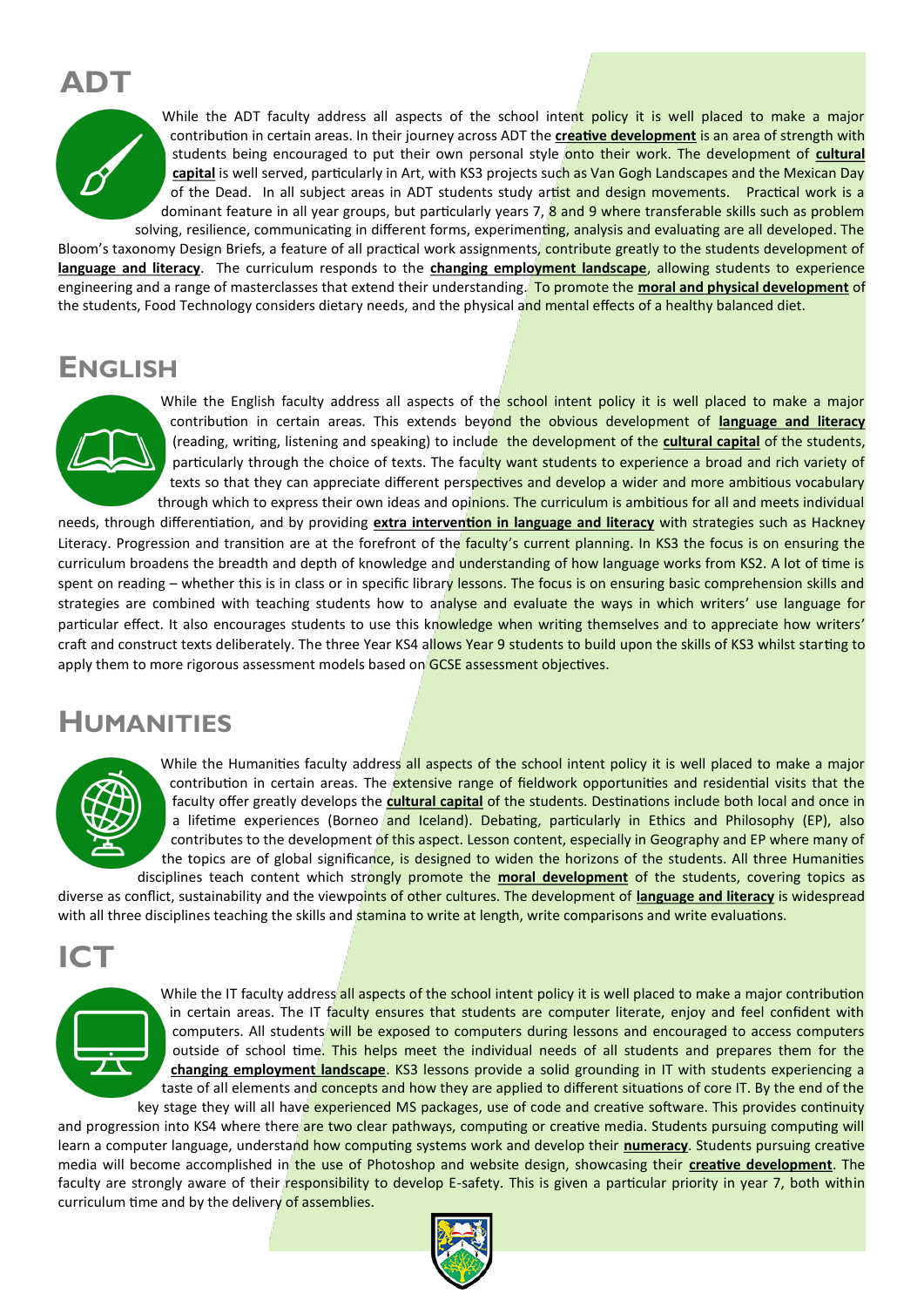## ADT

While the ADT faculty address all aspects of the school intent policy it is well placed to make a major contribution in certain areas. In their journey across ADT the **creative development** is an area of strength with students being encouraged to put their own personal style onto their work. The development of **cultural capital** is well served, particularly in Art, with KS3 projects such as Van Gogh Landscapes and the Mexican Day of the Dead. In all subject areas in ADT students study artist and design movements. Practical work is a dominant feature in all year groups, but particularly years 7, 8 and 9 where transferable skills such as problem solving, resilience, communicating in different forms, experimenting, analysis and evaluating are all developed. The Bloom's taxonomy Design Briefs, a feature of all practical work assignments, contribute greatly to the students development of **language and literacy**. The curriculum responds to the **changing employment landscape**, allowing students to experience engineering and a range of masterclasses that extend their understanding. To promote the **moral and physical development** of the students, Food Technology considers dietary needs, and the physical and mental effects of a healthy balanced diet.

## English

While the English faculty address all aspects of the school intent policy it is well placed to make a major contribution in certain areas. This extends beyond the obvious development of **language and literacy** (reading, writing, listening and speaking) to include the development of the **cultural capital** of the students, particularly through the choice of texts. The faculty want students to experience a broad and rich variety of texts so that they can appreciate different perspectives and develop a wider and more ambitious vocabulary through which to express their own ideas and opinions. The curriculum is ambitious for all and meets individual needs, through differentiation, and by providing **extra intervention in language and literacy** with strategies such as Hackney Literacy. Progression and transition are at the forefront of the faculty's current planning. In KS3 the focus is on ensuring the curriculum broadens the breadth and depth of knowledge and understanding of how language works from KS2. A lot of time is spent on reading – whether this is in class or in specific library lessons. The focus is on ensuring basic comprehension skills and strategies are combined with teaching students how to analyse and evaluate the ways in which writers' use language for particular effect. It also encourages students to use this knowledge when writing themselves and to appreciate how writers' craft and construct texts deliberately. The three Year KS4 allows Year 9 students to build upon the skills of KS3 whilst starting to apply them to more rigorous assessment models based on GCSE assessment objectives.

## Humanities

While the Humanities faculty address all aspects of the school intent policy it is well placed to make a major contribution in certain areas. The extensive range of fieldwork opportunities and residential visits that the faculty offer greatly develops the **cultural capital** of the students. Destinations include both local and once in a lifetime experiences (Borneo and Iceland). Debating, particularly in Ethics and Philosophy (EP), also contributes to the development of this aspect. Lesson content, especially in Geography and EP where many of the topics are of global significance, is designed to widen the horizons of the students. All three Humanities disciplines teach content which strongly promote the **moral development** of the students, covering topics as diverse as conflict, sustainability and the viewpoints of other cultures. The development of **language and literacy** is widespread with all three disciplines teaching the skills and stamina to write at length, write comparisons and write evaluations.

## ICT

While the IT faculty address all aspects of the school intent policy it is well placed to make a major contribution in certain areas. The IT faculty ensures that students are computer literate, enjoy and feel confident with computers. All students will be exposed to computers during lessons and encouraged to access computers outside of school time. This helps meet the individual needs of all students and prepares them for the **changing employment landscape**. KS3 lessons provide a solid grounding in IT with students experiencing a taste of all elements and concepts and how they are applied to different situations of core IT. By the end of the key stage they will all have experienced MS packages, use of code and creative software. This provides continuity and progression into KS4 where there are two clear pathways, computing or creative media. Students pursuing computing will learn a computer language, understand how computing systems work and develop their **numeracy**. Students pursuing creative media will become accomplished in the use of Photoshop and website design, showcasing their **creative development**. The faculty are strongly aware of their responsibility to develop E-safety. This is given a particular priority in year 7, both within curriculum time and by the delivery of assemblies.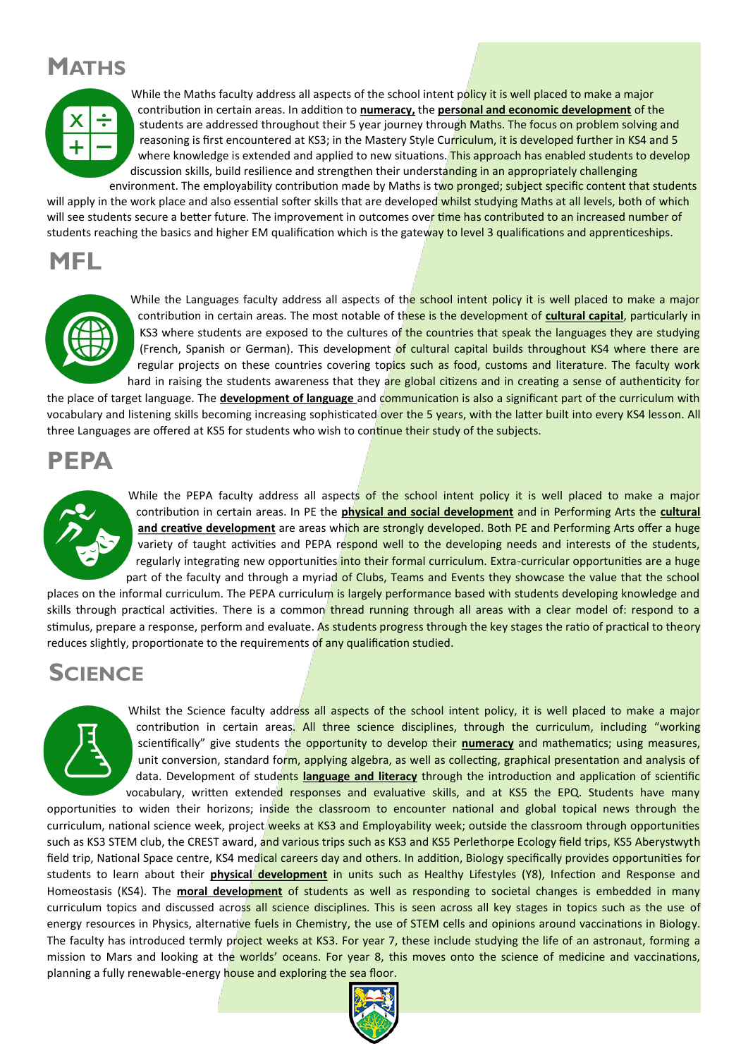# Maths

While the Maths faculty address all aspects of the school intent policy it is well placed to make a major contribution in certain areas. In addition to **numeracy,** the **personal and economic development** of the students are addressed throughout their 5 year journey through Maths. The focus on problem solving and reasoning is first encountered at KS3; in the Mastery Style Curriculum, it is developed further in KS4 and 5 where knowledge is extended and applied to new situations. This approach has enabled students to develop discussion skills, build resilience and strengthen their understanding in an appropriately challenging environment. The employability contribution made by Maths is two pronged; subject specific content that students will apply in the work place and also essential softer skills that are developed whilst studying Maths at all levels, both of which will see students secure a better future. The improvement in outcomes over time has contributed to an increased number of students reaching the basics and higher EM qualification which is the gateway to level 3 qualifications and apprenticeships.

# MFL

While the Languages faculty address all aspects of the school intent policy it is well placed to make a major contribution in certain areas. The most notable of these is the development of **cultural capital**, particularly in KS3 where students are exposed to the cultures of the countries that speak the languages they are studying (French, Spanish or German). This development of cultural capital builds throughout KS4 where there are regular projects on these countries covering topics such as food, customs and literature. The faculty work hard in raising the students awareness that they are global citizens and in creating a sense of authenticity for the place of target language. The **development of language** and communication is also a significant part of the curriculum with vocabulary and listening skills becoming increasing sophisticated over the 5 years, with the latter built into every KS4 lesson. All three Languages are offered at KS5 for students who wish to continue their study of the subjects.

# PEPA

While the PEPA faculty address all aspects of the school intent policy it is well placed to make a major contribution in certain areas. In PE the **physical and social development** and in Performing Arts the **cultural and creative development** are areas which are strongly developed. Both PE and Performing Arts offer a huge variety of taught activities and PEPA respond well to the developing needs and interests of the students, regularly integrating new opportunities into their formal curriculum. Extra-curricular opportunities are a huge part of the faculty and through a myriad of Clubs, Teams and Events they showcase the value that the school places on the informal curriculum. The PEPA curriculum is largely performance based with students developing knowledge and skills through practical activities. There is a common thread running through all areas with a clear model of: respond to a stimulus, prepare a response, perform and evaluate. As students progress through the key stages the ratio of practical to theory reduces slightly, proportionate to the requirements of any qualification studied.

# Science

Whilst the Science faculty address all aspects of the school intent policy, it is well placed to make a major contribution in certain areas. All three science disciplines, through the curriculum, including "working scientifically" give students the opportunity to develop their **numeracy** and mathematics; using measures, unit conversion, standard form, applying algebra, as well as collecting, graphical presentation and analysis of data. Development of students **language and literacy** through the introduction and application of scientific vocabulary, written extended responses and evaluative skills, and at KS5 the EPQ. Students have many opportunities to widen their horizons; inside the classroom to encounter national and global topical news through the curriculum, national science week, project weeks at KS3 and Employability week; outside the classroom through opportunities such as KS3 STEM club, the CREST award, and various trips such as KS3 and KS5 Perlethorpe Ecology field trips, KS5 Aberystwyth field trip, National Space centre, KS4 medical careers day and others. In addition, Biology specifically provides opportunities for students to learn about their **physical development** in units such as Healthy Lifestyles (Y8), Infection and Response and Homeostasis (KS4). The **moral development** of students as well as responding to societal changes is embedded in many curriculum topics and discussed across all science disciplines. This is seen across all key stages in topics such as the use of energy resources in Physics, alternative fuels in Chemistry, the use of STEM cells and opinions around vaccinations in Biology. The faculty has introduced termly project weeks at KS3. For year 7, these include studying the life of an astronaut, forming a mission to Mars and looking at the worlds' oceans. For year 8, this moves onto the science of medicine and vaccinations, planning a fully renewable-energy house and exploring the sea floor.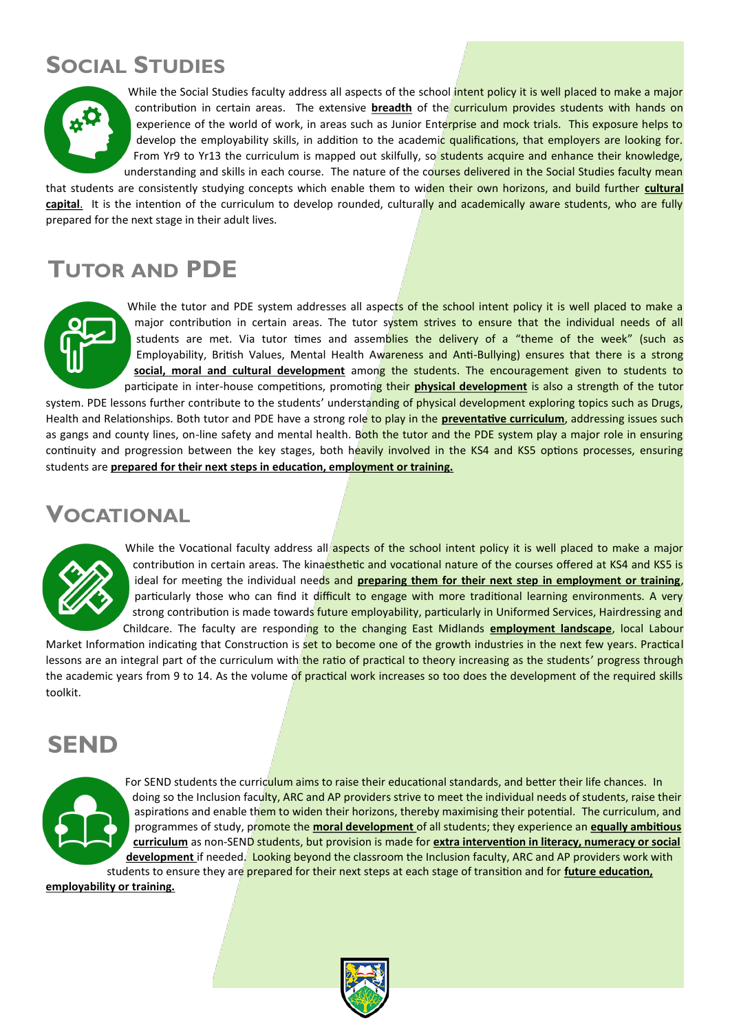## Social Studies

While the Social Studies faculty address all aspects of the school intent policy it is well placed to make a major contribution in certain areas. The extensive **breadth** of the curriculum provides students with hands on experience of the world of work, in areas such as Junior Enterprise and mock trials. This exposure helps to develop the employability skills, in addition to the academic qualifications, that employers are looking for. From Yr9 to Yr13 the curriculum is mapped out skilfully, so students acquire and enhance their knowledge, understanding and skills in each course. The nature of the courses delivered in the Social Studies faculty mean that students are consistently studying concepts which enable them to widen their own horizons, and build further **cultural capital**. It is the intention of the curriculum to develop rounded, culturally and academically aware students, who are fully prepared for the next stage in their adult lives.

## Tutor and PDE

While the tutor and PDE system addresses all aspects of the school intent policy it is well placed to make a major contribution in certain areas. The tutor system strives to ensure that the individual needs of all students are met. Via tutor times and assemblies the delivery of a "theme of the week" (such as Employability, British Values, Mental Health Awareness and Anti-Bullying) ensures that there is a strong **social, moral and cultural development** among the students. The encouragement given to students to participate in inter-house competitions, promoting their **physical development** is also a strength of the tutor system. PDE lessons further contribute to the students' understanding of physical development exploring topics such as Drugs, Health and Relationships. Both tutor and PDE have a strong role to play in the **preventative curriculum**, addressing issues such as gangs and county lines, on-line safety and mental health. Both the tutor and the PDE system play a major role in ensuring continuity and progression between the key stages, both heavily involved in the KS4 and KS5 options processes, ensuring students are **prepared for their next steps in education, employment or training.**

## Vocational

While the Vocational faculty address all aspects of the school intent policy it is well placed to make a major contribution in certain areas. The kinaesthetic and vocational nature of the courses offered at KS4 and KS5 is ideal for meeting the individual needs and **preparing them for their next step in employment or training**, particularly those who can find it difficult to engage with more traditional learning environments. A very strong contribution is made towards future employability, particularly in Uniformed Services, Hairdressing and Childcare. The faculty are responding to the changing East Midlands **employment landscape**, local Labour Market Information indicating that Construction is set to become one of the growth industries in the next few years. Practical lessons are an integral part of the curriculum with the ratio of practical to theory increasing as the students' progress through the academic years from 9 to 14. As the volume of practical work increases so too does the development of the required skills toolkit.

## SEND

For SEND students the curriculum aims to raise their educational standards, and better their life chances. In doing so the Inclusion faculty, ARC and AP providers strive to meet the individual needs of students, raise their aspirations and enable them to widen their horizons, thereby maximising their potential. The curriculum, and programmes of study, promote the **moral development** of all students; they experience an **equally ambitious curriculum** as non-SEND students, but provision is made for **extra intervention in literacy, numeracy or social development** if needed. Looking beyond the classroom the Inclusion faculty, ARC and AP providers work with students to ensure they are prepared for their next steps at each stage of transition and for **future education, employability or training.**